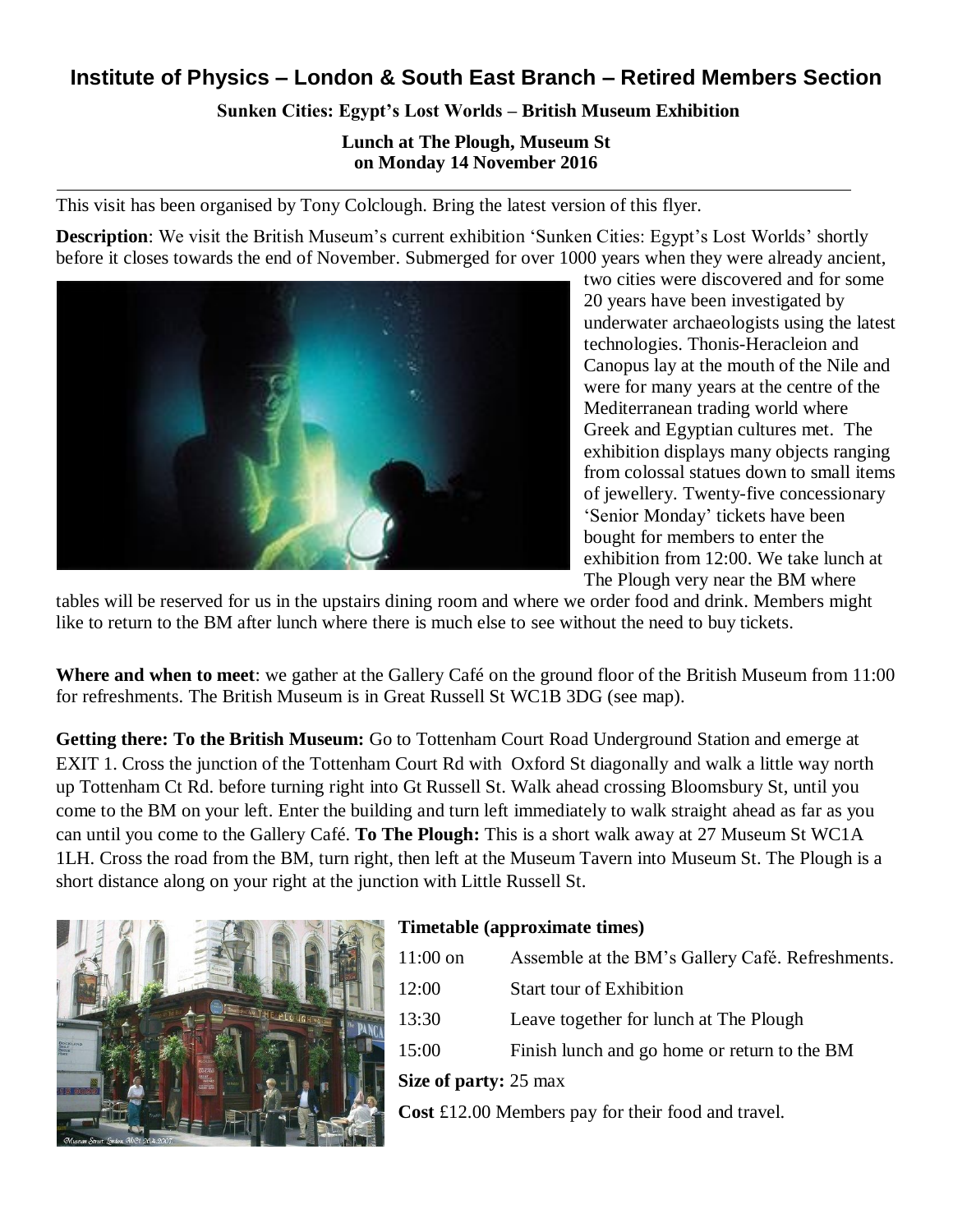# Institute of Physics – London & South East Branch – Retired Members Section

**Sunken Cities: Egypt's Lost Worlds – British Museum Exhibition**

**Lunch at The Plough, Museum St on Monday 14 November 2016**

---

This visit has been organised by Tony Colclough. Bring the latest version of this flyer.

**Description**: We visit the British Museum's current exhibition 'Sunken Cities: Egypt's Lost Worlds' shortly before it closes towards the end of November. Submerged for over 1000 years when they were already ancient, two cities were discovered and for some 20 years have been investigated by underwater archaeologists using the latest technologies. Thonis-Heracleion and Canopus lay at the mouth of the Nile and were for many years at the centre of the Mediterranean trading world where Greek and Egyptian cultures met. The exhibition displays many objects ranging from colossal statues down to small items of jewellery. Twenty-five concessionary 'Senior Monday' tickets have been bought for members to enter the exhibition from 12:00. We take lunch at The Plough very near the BM where tables will be reserved for us in the upstairs dining room and where we order food and drink. Members might like to return to the BM after lunch where there is much else to see without the need to buy tickets.

**Where and when to meet**: we gather at the Gallery Café on the ground floor of the British Museum from 11:00 for refreshments. The British Museum is in Great Russell St WC1B 3DG (see map).

**Getting there: To the British Museum:** Go to Tottenham Court Road Underground Station and emerge at EXIT 1. Cross the junction of the Tottenham Court Rd with Oxford St diagonally and walk a little way north up Tottenham Ct Rd. before turning right into Gt Russell St. Walk ahead crossing Bloomsbury St, until you come to the BM on your left. Enter the building and turn left immediately to walk straight ahead as far as you can until you come to the Gallery Café. **To The Plough:** This is a short walk away at 27 Museum St WC1A 1LH. Cross the road from the BM, turn right, then left at the Museum Tavern into Museum St. The Plough is a short distance along on your right at the junction with Little Russell St.

**Timetable (approximate times)**

| | |
|---|---|
| 11:00 on | Assemble at the BM's Gallery Café. Refreshments. |
| 12:00 | Start tour of Exhibition |
| 13:30 | Leave together for lunch at The Plough |
| 15:00 | Finish lunch and go home or return to the BM |

**Size of party:** 25 max

**Cost** £12.00 Members pay for their food and travel.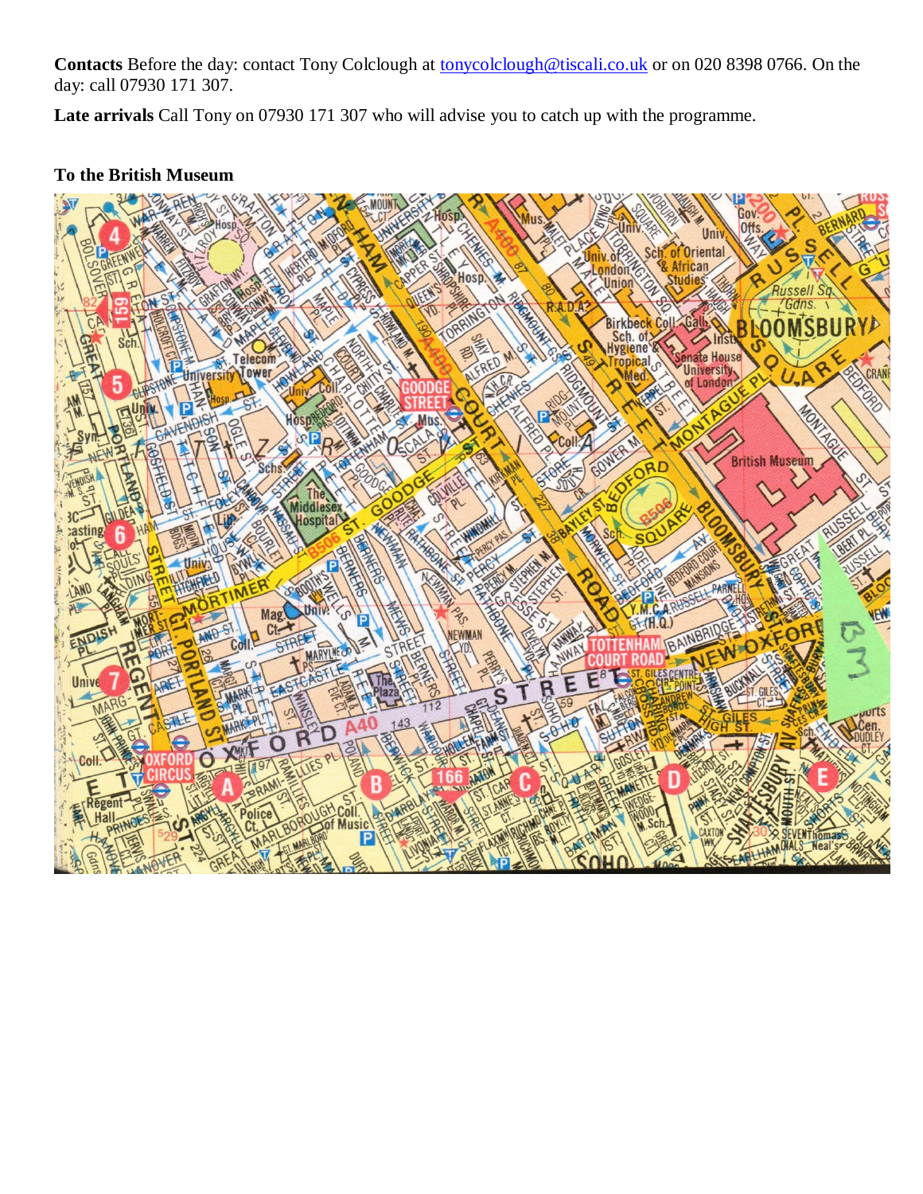**Contacts** Before the day: contact Tony Colclough at tonycolclough@tiscali.co.uk or on 020 8398 0766. On the day: call 07930 171 307.

**Late arrivals** Call Tony on 07930 171 307 who will advise you to catch up with the programme.

**To the British Museum**